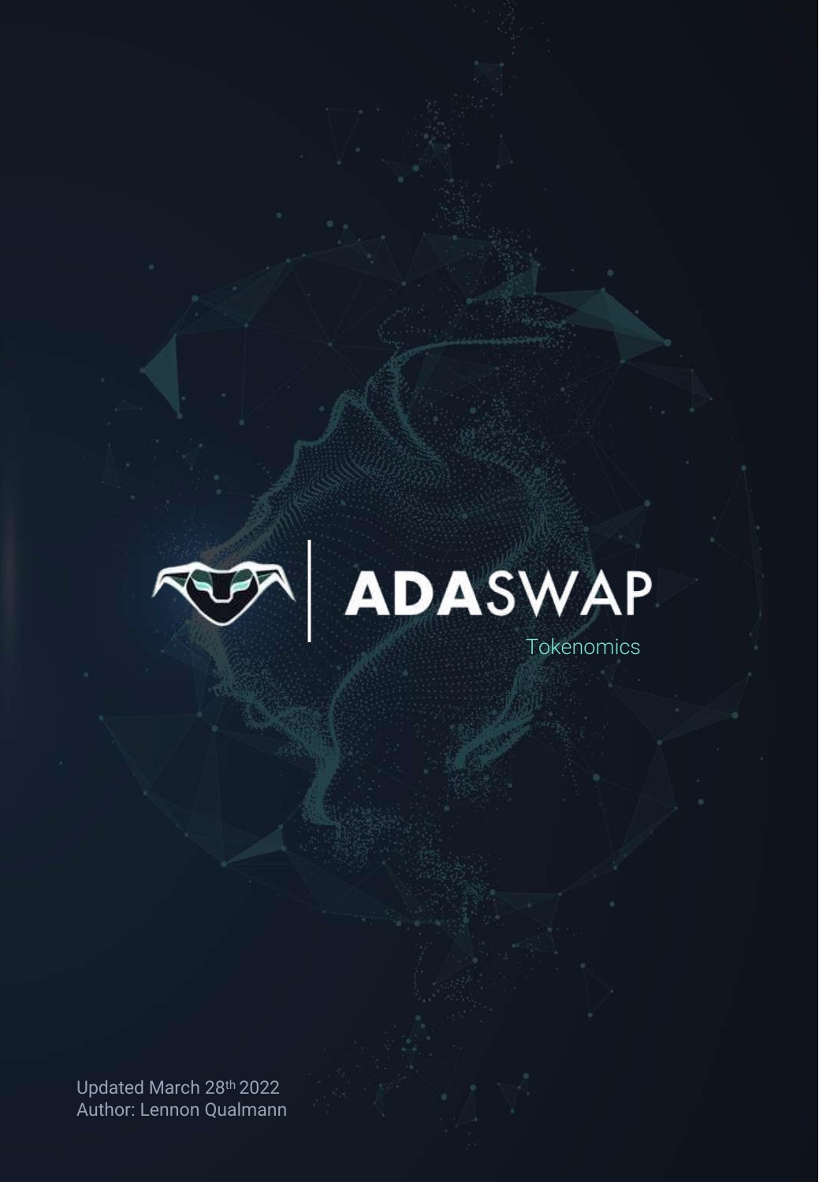# ADASWAP

Tokenomics

Updated March 28th 2022

Author: Lennon Qualmann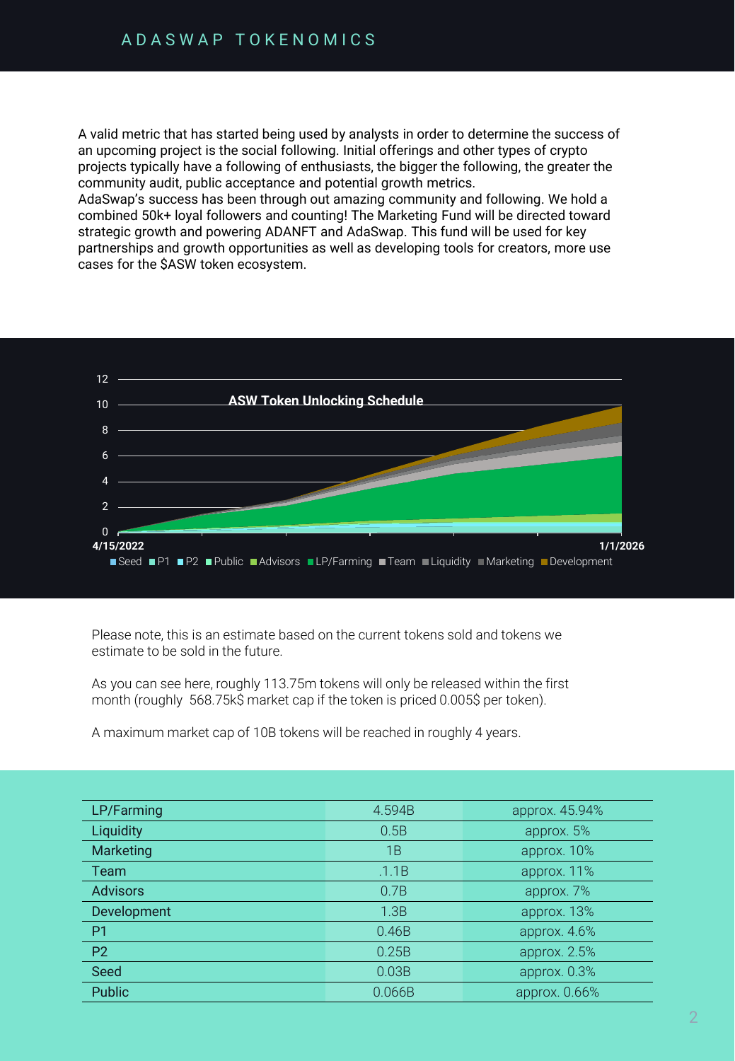ADASWAP TOKENOMICS

A valid metric that has started being used by analysts in order to determine the success of an upcoming project is the social following. Initial offerings and other types of crypto projects typically have a following of enthusiasts, the bigger the following, the greater the community audit, public acceptance and potential growth metrics.
AdaSwap's success has been through out amazing community and following. We hold a combined 50k+ loyal followers and counting! The Marketing Fund will be directed toward strategic growth and powering ADANFT and AdaSwap. This fund will be used for key partnerships and growth opportunities as well as developing tools for creators, more use cases for the $ASW token ecosystem.

ASW Token Unlocking Schedule

12
10
8
6
4
2
0
4/15/2022
1/1/2026
Seed P1 P2 Public Advisors LP/Farming Team Liquidity Marketing Development

Please note, this is an estimate based on the current tokens sold and tokens we estimate to be sold in the future.

As you can see here, roughly 113.75m tokens will only be released within the first month (roughly 568.75k$ market cap if the token is priced 0.005$ per token).

A maximum market cap of 10B tokens will be reached in roughly 4 years.

| | | |
|---|---|---|
| LP/Farming | 4.594B | approx. 45.94% |
| Liquidity | 0.5B | approx. 5% |
| Marketing | 1B | approx. 10% |
| Team | .1.1B | approx. 11% |
| Advisors | 0.7B | approx. 7% |
| Development | 1.3B | approx. 13% |
| P1 | 0.46B | approx. 4.6% |
| P2 | 0.25B | approx. 2.5% |
| Seed | 0.03B | approx. 0.3% |
| Public | 0.066B | approx. 0.66% |